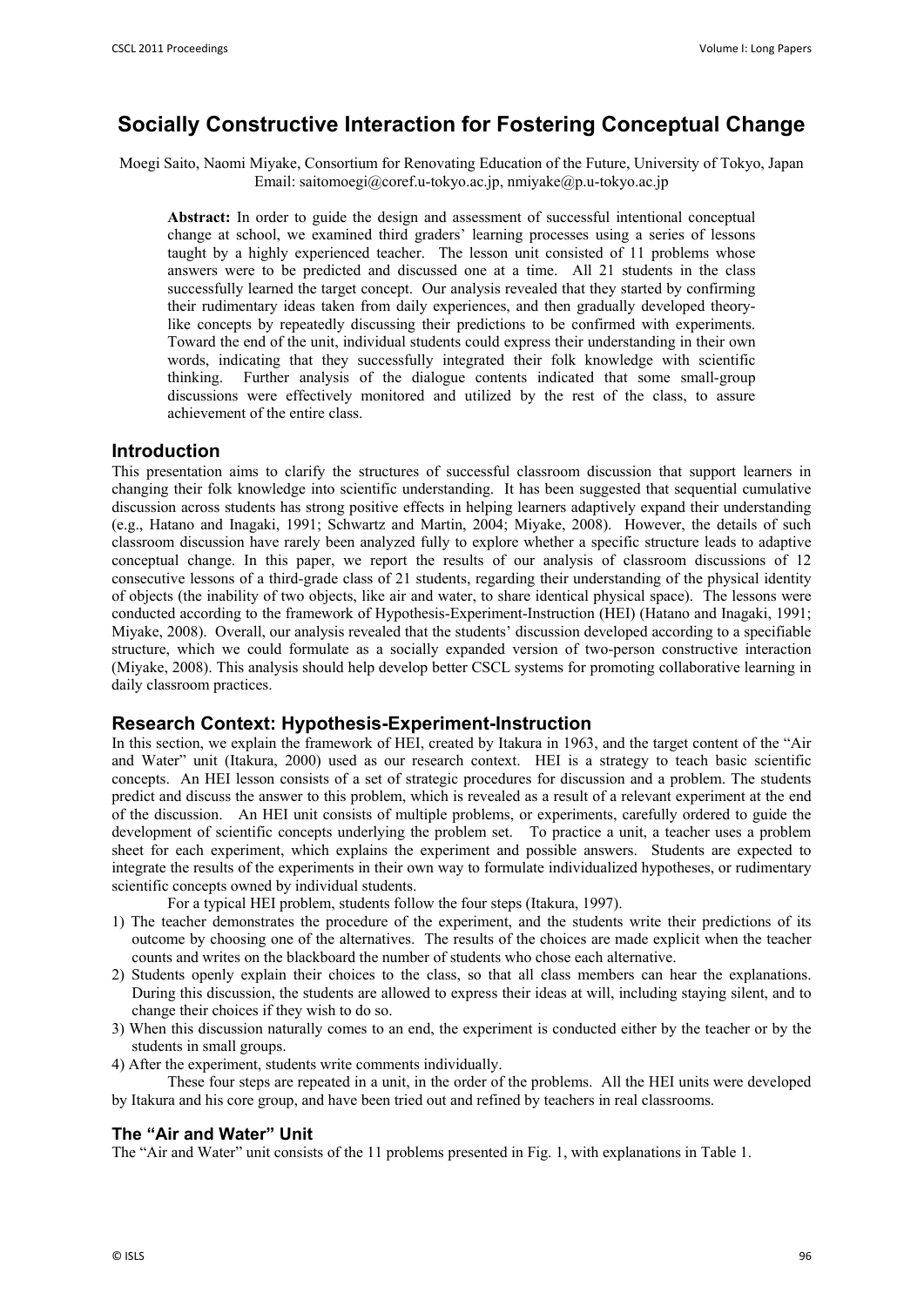# Socially Constructive Interaction for Fostering Conceptual Change

Moegi Saito, Naomi Miyake, Consortium for Renovating Education of the Future, University of Tokyo, Japan
Email: saitomoegi@coref.u-tokyo.ac.jp, nmiyake@p.u-tokyo.ac.jp

**Abstract:** In order to guide the design and assessment of successful intentional conceptual change at school, we examined third graders' learning processes using a series of lessons taught by a highly experienced teacher. The lesson unit consisted of 11 problems whose answers were to be predicted and discussed one at a time. All 21 students in the class successfully learned the target concept. Our analysis revealed that they started by confirming their rudimentary ideas taken from daily experiences, and then gradually developed theory-like concepts by repeatedly discussing their predictions to be confirmed with experiments. Toward the end of the unit, individual students could express their understanding in their own words, indicating that they successfully integrated their folk knowledge with scientific thinking. Further analysis of the dialogue contents indicated that some small-group discussions were effectively monitored and utilized by the rest of the class, to assure achievement of the entire class.

## Introduction

This presentation aims to clarify the structures of successful classroom discussion that support learners in changing their folk knowledge into scientific understanding. It has been suggested that sequential cumulative discussion across students has strong positive effects in helping learners adaptively expand their understanding (e.g., Hatano and Inagaki, 1991; Schwartz and Martin, 2004; Miyake, 2008). However, the details of such classroom discussion have rarely been analyzed fully to explore whether a specific structure leads to adaptive conceptual change. In this paper, we report the results of our analysis of classroom discussions of 12 consecutive lessons of a third-grade class of 21 students, regarding their understanding of the physical identity of objects (the inability of two objects, like air and water, to share identical physical space). The lessons were conducted according to the framework of Hypothesis-Experiment-Instruction (HEI) (Hatano and Inagaki, 1991; Miyake, 2008). Overall, our analysis revealed that the students' discussion developed according to a specifiable structure, which we could formulate as a socially expanded version of two-person constructive interaction (Miyake, 2008). This analysis should help develop better CSCL systems for promoting collaborative learning in daily classroom practices.

## Research Context: Hypothesis-Experiment-Instruction

In this section, we explain the framework of HEI, created by Itakura in 1963, and the target content of the "Air and Water" unit (Itakura, 2000) used as our research context. HEI is a strategy to teach basic scientific concepts. An HEI lesson consists of a set of strategic procedures for discussion and a problem. The students predict and discuss the answer to this problem, which is revealed as a result of a relevant experiment at the end of the discussion. An HEI unit consists of multiple problems, or experiments, carefully ordered to guide the development of scientific concepts underlying the problem set. To practice a unit, a teacher uses a problem sheet for each experiment, which explains the experiment and possible answers. Students are expected to integrate the results of the experiments in their own way to formulate individualized hypotheses, or rudimentary scientific concepts owned by individual students.

For a typical HEI problem, students follow the four steps (Itakura, 1997).

1) The teacher demonstrates the procedure of the experiment, and the students write their predictions of its outcome by choosing one of the alternatives. The results of the choices are made explicit when the teacher counts and writes on the blackboard the number of students who chose each alternative.
2) Students openly explain their choices to the class, so that all class members can hear the explanations. During this discussion, the students are allowed to express their ideas at will, including staying silent, and to change their choices if they wish to do so.
3) When this discussion naturally comes to an end, the experiment is conducted either by the teacher or by the students in small groups.
4) After the experiment, students write comments individually.

These four steps are repeated in a unit, in the order of the problems. All the HEI units were developed by Itakura and his core group, and have been tried out and refined by teachers in real classrooms.

### The "Air and Water" Unit

The "Air and Water" unit consists of the 11 problems presented in Fig. 1, with explanations in Table 1.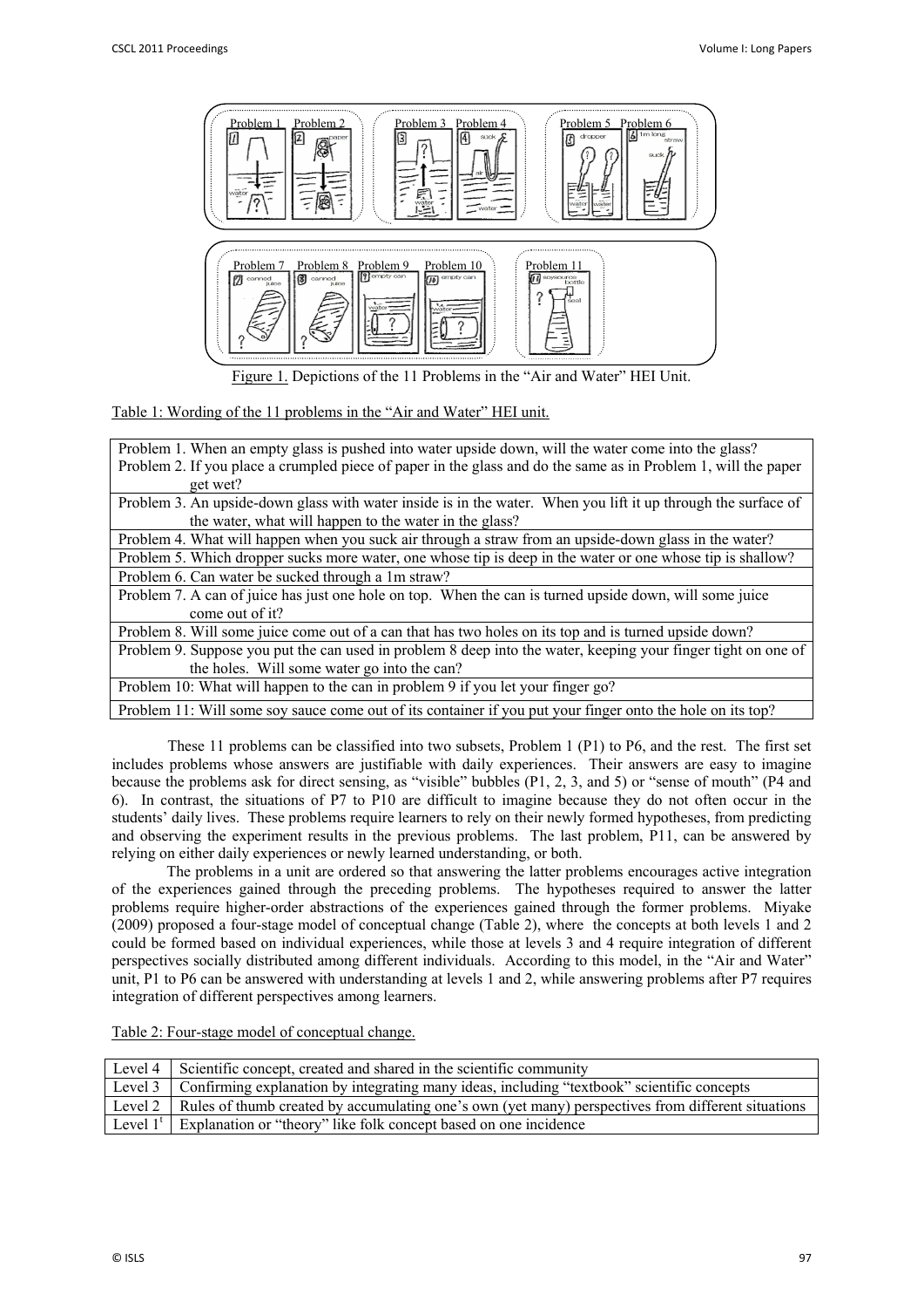Figure 1. Depictions of the 11 Problems in the "Air and Water" HEI Unit.

Table 1: Wording of the 11 problems in the "Air and Water" HEI unit.

| |
|---|
| Problem 1. When an empty glass is pushed into water upside down, will the water come into the glass? Problem 2. If you place a crumpled piece of paper in the glass and do the same as in Problem 1, will the paper get wet? |
| Problem 3. An upside-down glass with water inside is in the water. When you lift it up through the surface of the water, what will happen to the water in the glass? |
| Problem 4. What will happen when you suck air through a straw from an upside-down glass in the water? |
| Problem 5. Which dropper sucks more water, one whose tip is deep in the water or one whose tip is shallow? |
| Problem 6. Can water be sucked through a 1m straw? |
| Problem 7. A can of juice has just one hole on top. When the can is turned upside down, will some juice come out of it? |
| Problem 8. Will some juice come out of a can that has two holes on its top and is turned upside down? |
| Problem 9. Suppose you put the can used in problem 8 deep into the water, keeping your finger tight on one of the holes. Will some water go into the can? |
| Problem 10: What will happen to the can in problem 9 if you let your finger go? |
| Problem 11: Will some soy sauce come out of its container if you put your finger onto the hole on its top? |

These 11 problems can be classified into two subsets, Problem 1 (P1) to P6, and the rest. The first set includes problems whose answers are justifiable with daily experiences. Their answers are easy to imagine because the problems ask for direct sensing, as "visible" bubbles (P1, 2, 3, and 5) or "sense of mouth" (P4 and 6). In contrast, the situations of P7 to P10 are difficult to imagine because they do not often occur in the students' daily lives. These problems require learners to rely on their newly formed hypotheses, from predicting and observing the experiment results in the previous problems. The last problem, P11, can be answered by relying on either daily experiences or newly learned understanding, or both.

The problems in a unit are ordered so that answering the latter problems encourages active integration of the experiences gained through the preceding problems. The hypotheses required to answer the latter problems require higher-order abstractions of the experiences gained through the former problems. Miyake (2009) proposed a four-stage model of conceptual change (Table 2), where the concepts at both levels 1 and 2 could be formed based on individual experiences, while those at levels 3 and 4 require integration of different perspectives socially distributed among different individuals. According to this model, in the "Air and Water" unit, P1 to P6 can be answered with understanding at levels 1 and 2, while answering problems after P7 requires integration of different perspectives among learners.

Table 2: Four-stage model of conceptual change.

| | |
|---|---|
| Level 4 | Scientific concept, created and shared in the scientific community |
| Level 3 | Confirming explanation by integrating many ideas, including "textbook" scientific concepts |
| Level 2 | Rules of thumb created by accumulating one's own (yet many) perspectives from different situations |
| Level 1[t] | Explanation or "theory" like folk concept based on one incidence |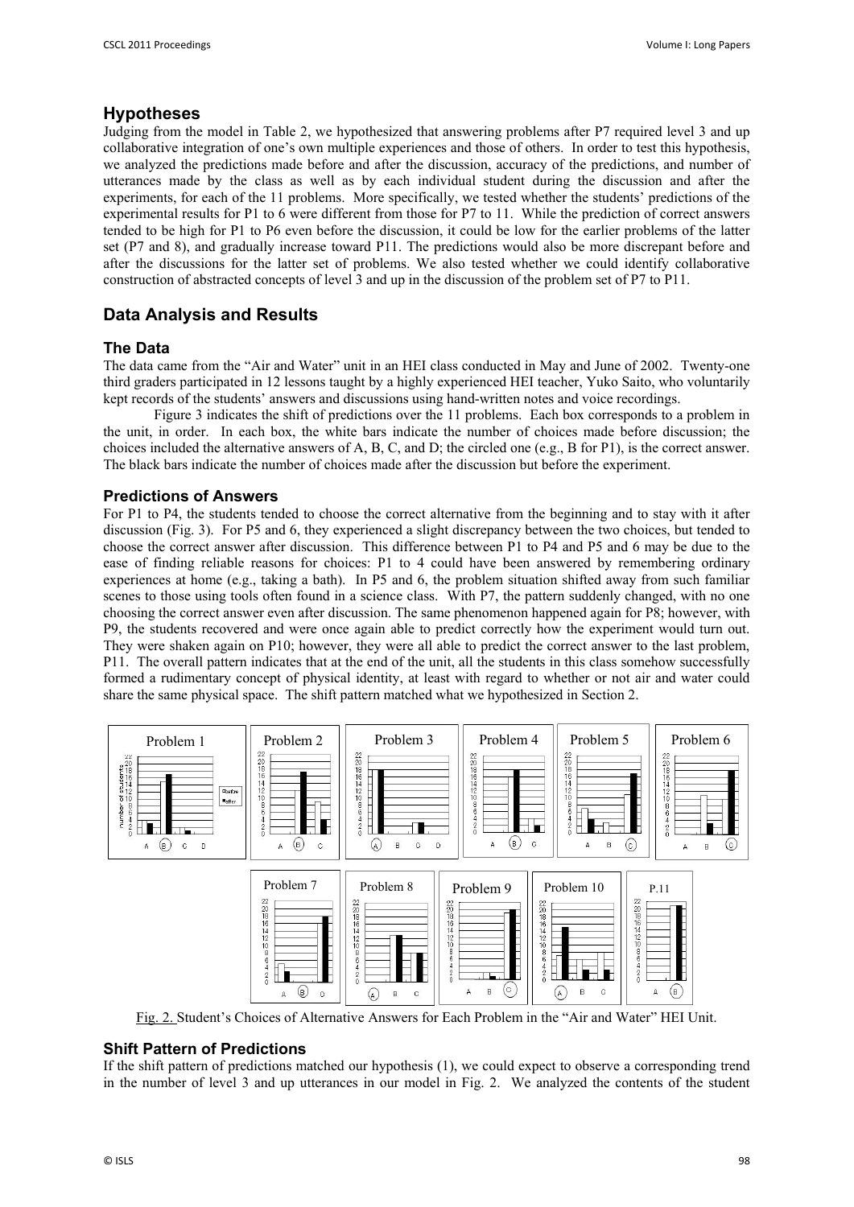## Hypotheses

Judging from the model in Table 2, we hypothesized that answering problems after P7 required level 3 and up collaborative integration of one's own multiple experiences and those of others. In order to test this hypothesis, we analyzed the predictions made before and after the discussion, accuracy of the predictions, and number of utterances made by the class as well as by each individual student during the discussion and after the experiments, for each of the 11 problems. More specifically, we tested whether the students' predictions of the experimental results for P1 to 6 were different from those for P7 to 11. While the prediction of correct answers tended to be high for P1 to P6 even before the discussion, it could be low for the earlier problems of the latter set (P7 and 8), and gradually increase toward P11. The predictions would also be more discrepant before and after the discussions for the latter set of problems. We also tested whether we could identify collaborative construction of abstracted concepts of level 3 and up in the discussion of the problem set of P7 to P11.

## Data Analysis and Results

### The Data

The data came from the "Air and Water" unit in an HEI class conducted in May and June of 2002. Twenty-one third graders participated in 12 lessons taught by a highly experienced HEI teacher, Yuko Saito, who voluntarily kept records of the students' answers and discussions using hand-written notes and voice recordings.

Figure 3 indicates the shift of predictions over the 11 problems. Each box corresponds to a problem in the unit, in order. In each box, the white bars indicate the number of choices made before discussion; the choices included the alternative answers of A, B, C, and D; the circled one (e.g., B for P1), is the correct answer. The black bars indicate the number of choices made after the discussion but before the experiment.

### Predictions of Answers

For P1 to P4, the students tended to choose the correct alternative from the beginning and to stay with it after discussion (Fig. 3). For P5 and 6, they experienced a slight discrepancy between the two choices, but tended to choose the correct answer after discussion. This difference between P1 to P4 and P5 and 6 may be due to the ease of finding reliable reasons for choices: P1 to 4 could have been answered by remembering ordinary experiences at home (e.g., taking a bath). In P5 and 6, the problem situation shifted away from such familiar scenes to those using tools often found in a science class. With P7, the pattern suddenly changed, with no one choosing the correct answer even after discussion. The same phenomenon happened again for P8; however, with P9, the students recovered and were once again able to predict correctly how the experiment would turn out. They were shaken again on P10; however, they were all able to predict the correct answer to the last problem, P11. The overall pattern indicates that at the end of the unit, all the students in this class somehow successfully formed a rudimentary concept of physical identity, at least with regard to whether or not air and water could share the same physical space. The shift pattern matched what we hypothesized in Section 2.

Fig. 2. Student's Choices of Alternative Answers for Each Problem in the "Air and Water" HEI Unit.

### Shift Pattern of Predictions

If the shift pattern of predictions matched our hypothesis (1), we could expect to observe a corresponding trend in the number of level 3 and up utterances in our model in Fig. 2. We analyzed the contents of the student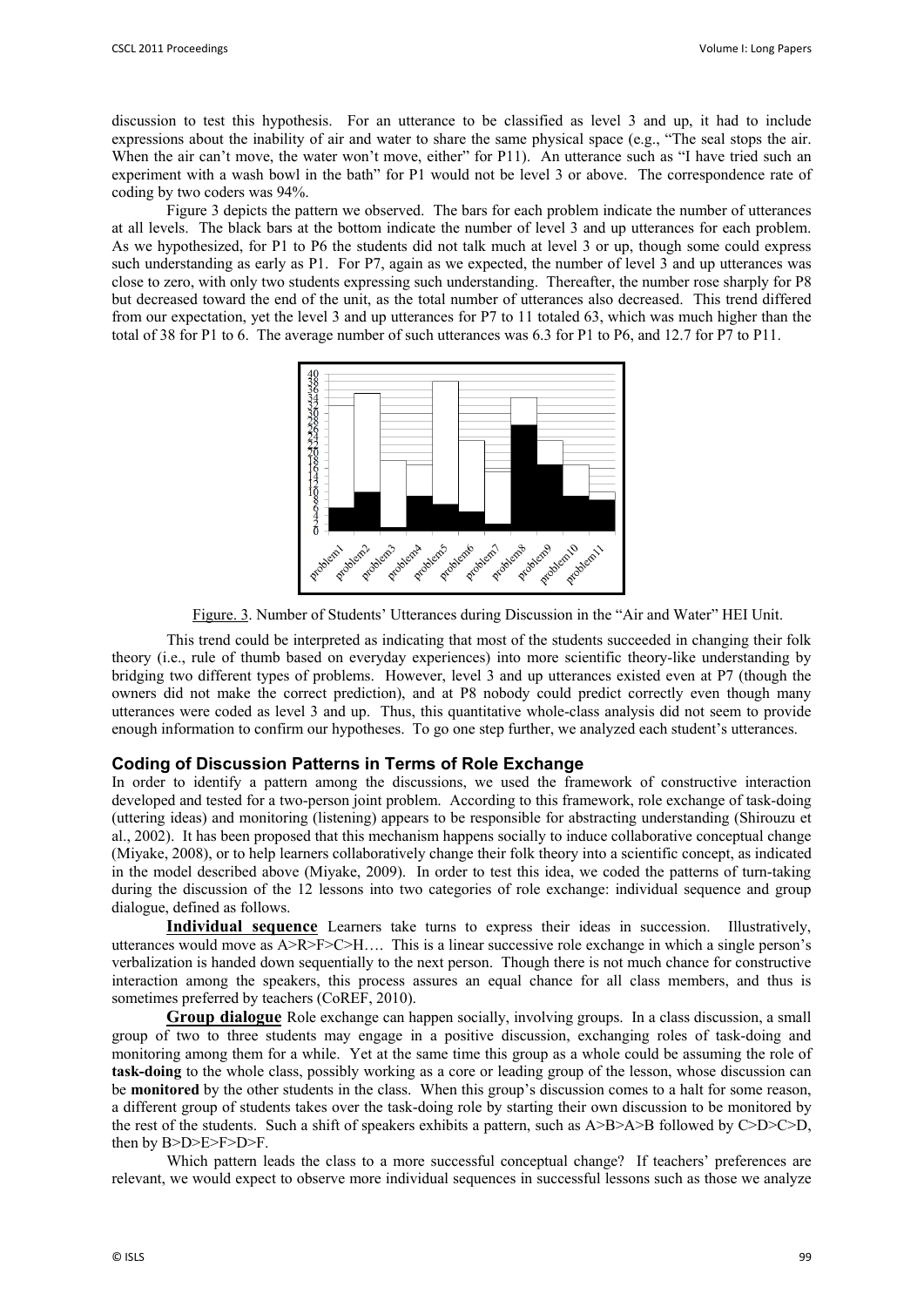discussion to test this hypothesis. For an utterance to be classified as level 3 and up, it had to include expressions about the inability of air and water to share the same physical space (e.g., "The seal stops the air. When the air can't move, the water won't move, either" for P11). An utterance such as "I have tried such an experiment with a wash bowl in the bath" for P1 would not be level 3 or above. The correspondence rate of coding by two coders was 94%.

Figure 3 depicts the pattern we observed. The bars for each problem indicate the number of utterances at all levels. The black bars at the bottom indicate the number of level 3 and up utterances for each problem. As we hypothesized, for P1 to P6 the students did not talk much at level 3 or up, though some could express such understanding as early as P1. For P7, again as we expected, the number of level 3 and up utterances was close to zero, with only two students expressing such understanding. Thereafter, the number rose sharply for P8 but decreased toward the end of the unit, as the total number of utterances also decreased. This trend differed from our expectation, yet the level 3 and up utterances for P7 to 11 totaled 63, which was much higher than the total of 38 for P1 to 6. The average number of such utterances was 6.3 for P1 to P6, and 12.7 for P7 to P11.

Figure. 3. Number of Students' Utterances during Discussion in the "Air and Water" HEI Unit.

This trend could be interpreted as indicating that most of the students succeeded in changing their folk theory (i.e., rule of thumb based on everyday experiences) into more scientific theory-like understanding by bridging two different types of problems. However, level 3 and up utterances existed even at P7 (though the owners did not make the correct prediction), and at P8 nobody could predict correctly even though many utterances were coded as level 3 and up. Thus, this quantitative whole-class analysis did not seem to provide enough information to confirm our hypotheses. To go one step further, we analyzed each student's utterances.

## Coding of Discussion Patterns in Terms of Role Exchange

In order to identify a pattern among the discussions, we used the framework of constructive interaction developed and tested for a two-person joint problem. According to this framework, role exchange of task-doing (uttering ideas) and monitoring (listening) appears to be responsible for abstracting understanding (Shirouzu et al., 2002). It has been proposed that this mechanism happens socially to induce collaborative conceptual change (Miyake, 2008), or to help learners collaboratively change their folk theory into a scientific concept, as indicated in the model described above (Miyake, 2009). In order to test this idea, we coded the patterns of turn-taking during the discussion of the 12 lessons into two categories of role exchange: individual sequence and group dialogue, defined as follows.

**Individual sequence** Learners take turns to express their ideas in succession. Illustratively, utterances would move as A>R>F>C>H…. This is a linear successive role exchange in which a single person's verbalization is handed down sequentially to the next person. Though there is not much chance for constructive interaction among the speakers, this process assures an equal chance for all class members, and thus is sometimes preferred by teachers (CoREF, 2010).

**Group dialogue** Role exchange can happen socially, involving groups. In a class discussion, a small group of two to three students may engage in a positive discussion, exchanging roles of task-doing and monitoring among them for a while. Yet at the same time this group as a whole could be assuming the role of **task-doing** to the whole class, possibly working as a core or leading group of the lesson, whose discussion can be **monitored** by the other students in the class. When this group's discussion comes to a halt for some reason, a different group of students takes over the task-doing role by starting their own discussion to be monitored by the rest of the students. Such a shift of speakers exhibits a pattern, such as A>B>A>B followed by C>D>C>D, then by B>D>E>F>D>F.

Which pattern leads the class to a more successful conceptual change? If teachers' preferences are relevant, we would expect to observe more individual sequences in successful lessons such as those we analyze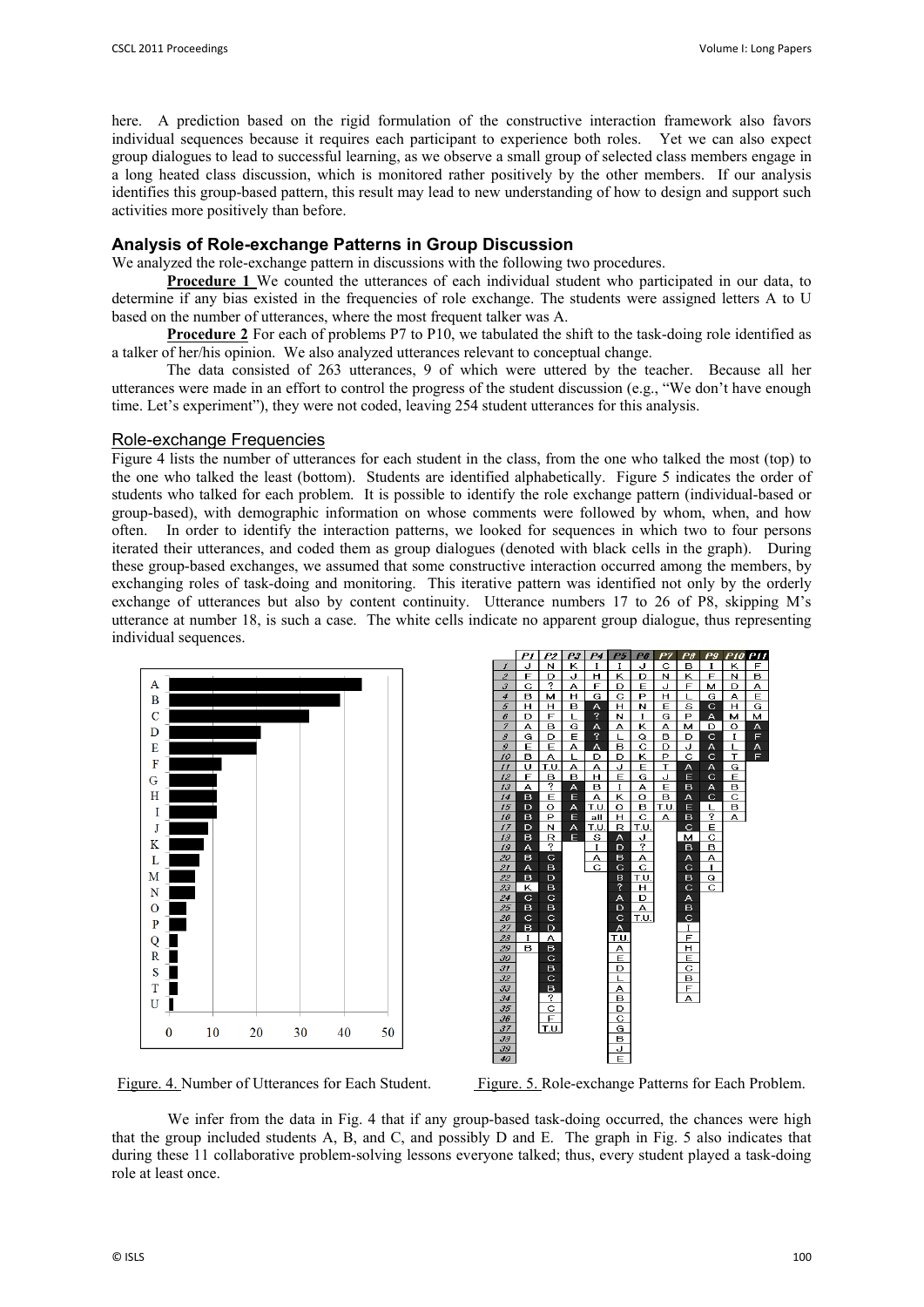here. A prediction based on the rigid formulation of the constructive interaction framework also favors individual sequences because it requires each participant to experience both roles. Yet we can also expect group dialogues to lead to successful learning, as we observe a small group of selected class members engage in a long heated class discussion, which is monitored rather positively by the other members. If our analysis identifies this group-based pattern, this result may lead to new understanding of how to design and support such activities more positively than before.

## Analysis of Role-exchange Patterns in Group Discussion

We analyzed the role-exchange pattern in discussions with the following two procedures.

**Procedure 1** We counted the utterances of each individual student who participated in our data, to determine if any bias existed in the frequencies of role exchange. The students were assigned letters A to U based on the number of utterances, where the most frequent talker was A.

**Procedure 2** For each of problems P7 to P10, we tabulated the shift to the task-doing role identified as a talker of her/his opinion. We also analyzed utterances relevant to conceptual change.

The data consisted of 263 utterances, 9 of which were uttered by the teacher. Because all her utterances were made in an effort to control the progress of the student discussion (e.g., "We don't have enough time. Let's experiment"), they were not coded, leaving 254 student utterances for this analysis.

### Role-exchange Frequencies

Figure 4 lists the number of utterances for each student in the class, from the one who talked the most (top) to the one who talked the least (bottom). Students are identified alphabetically. Figure 5 indicates the order of students who talked for each problem. It is possible to identify the role exchange pattern (individual-based or group-based), with demographic information on whose comments were followed by whom, when, and how often. In order to identify the interaction patterns, we looked for sequences in which two to four persons iterated their utterances, and coded them as group dialogues (denoted with black cells in the graph). During these group-based exchanges, we assumed that some constructive interaction occurred among the members, by exchanging roles of task-doing and monitoring. This iterative pattern was identified not only by the orderly exchange of utterances but also by content continuity. Utterance numbers 17 to 26 of P8, skipping M's utterance at number 18, is such a case. The white cells indicate no apparent group dialogue, thus representing individual sequences.

Figure. 4. Number of Utterances for Each Student.

| | P1 | P2 | P3 | P4 | P5 | P6 | P7 | P8 | P9 | P10 | P11 |
|---|---|---|---|---|---|---|---|---|---|---|---|
| 1 | J | N | K | I | I | J | C | B | I | K | F |
| 2 | F | D | J | H | K | D | N | K | F | N | B |
| 3 | C | ? | A | F | D | E | J | F | M | D | A |
| 4 | B | M | H | G | C | P | H | L | G | A | E |
| 5 | H | H | B | A | H | N | E | S | C | H | G |
| 6 | D | F | L | ? | N | I | G | P | A | M | M |
| 7 | A | B | G | A | A | K | A | M | D | O | A |
| 8 | G | D | E | ? | L | Q | B | D | C | I | F |
| 9 | E | E | A | A | B | C | D | J | A | L | A |
| 10 | B | A | L | D | D | K | P | C | C | T | F |
| 11 | U | T.U. | A | A | J | E | T | A | A | G | |
| 12 | F | B | B | H | E | G | J | E | C | E | |
| 13 | A | ? | A | B | I | A | E | B | A | B | |
| 14 | B | E | E | A | K | O | B | A | C | C | |
| 15 | D | O | A | T.U. | O | B | T.U. | E | L | B | |
| 16 | B | P | E | all | H | C | A | B | ? | A | |
| 17 | D | N | A | T.U. | R | T.U. | | C | E | | |
| 18 | B | R | E | S | A | J | | M | C | | |
| 19 | A | ? | | I | D | ? | | B | B | | |
| 20 | B | C | | A | B | A | | A | A | | |
| 21 | A | B | | C | C | C | | C | I | | |
| 22 | B | D | | | B | T.U. | | B | Q | | |
| 23 | K | B | | | ? | H | | C | C | | |
| 24 | C | C | | | A | D | | A | | | |
| 25 | C | B | | | D | A | | B | | | |
| 26 | C | C | | | C | T.U. | | C | | | |
| 27 | B | D | | | A | | | I | | | |
| 28 | I | A | | | T.U. | | | F | | | |
| 29 | B | B | | | A | | | H | | | |
| 30 | | C | | | E | | | E | | | |
| 31 | | B | | | D | | | C | | | |
| 32 | | C | | | L | | | B | | | |
| 33 | | B | | | A | | | F | | | |
| 34 | | ? | | | B | | | A | | | |
| 35 | | C | | | D | | | | | | |
| 36 | | F | | | C | | | | | | |
| 37 | | T.U. | | | G | | | | | | |
| 38 | | | | | B | | | | | | |
| 39 | | | | | J | | | | | | |
| 40 | | | | | E | | | | | | |

Figure. 5. Role-exchange Patterns for Each Problem.

We infer from the data in Fig. 4 that if any group-based task-doing occurred, the chances were high that the group included students A, B, and C, and possibly D and E. The graph in Fig. 5 also indicates that during these 11 collaborative problem-solving lessons everyone talked; thus, every student played a task-doing role at least once.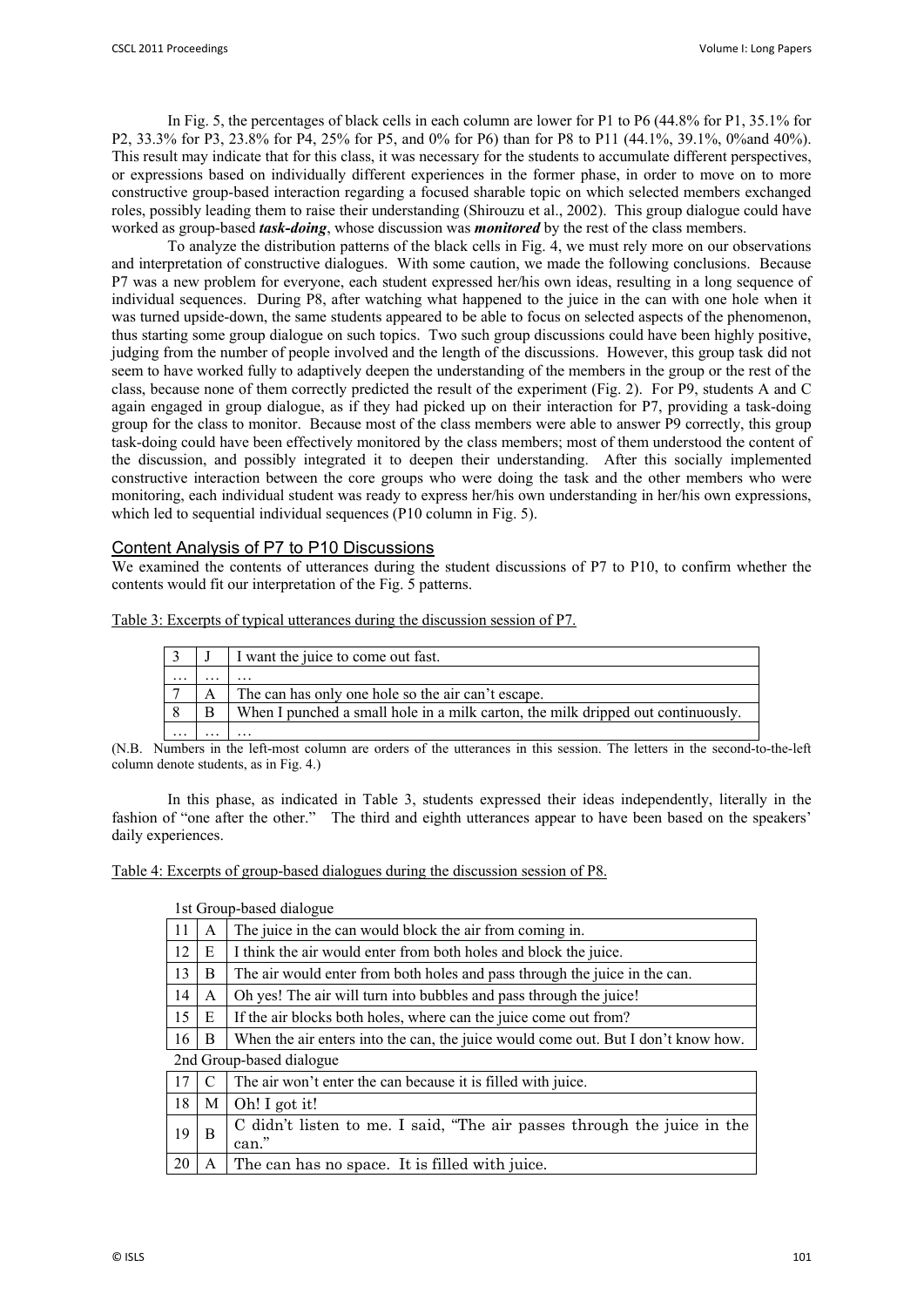In Fig. 5, the percentages of black cells in each column are lower for P1 to P6 (44.8% for P1, 35.1% for P2, 33.3% for P3, 23.8% for P4, 25% for P5, and 0% for P6) than for P8 to P11 (44.1%, 39.1%, 0%and 40%). This result may indicate that for this class, it was necessary for the students to accumulate different perspectives, or expressions based on individually different experiences in the former phase, in order to move on to more constructive group-based interaction regarding a focused sharable topic on which selected members exchanged roles, possibly leading them to raise their understanding (Shirouzu et al., 2002). This group dialogue could have worked as group-based ***task-doing***, whose discussion was ***monitored*** by the rest of the class members.

To analyze the distribution patterns of the black cells in Fig. 4, we must rely more on our observations and interpretation of constructive dialogues. With some caution, we made the following conclusions. Because P7 was a new problem for everyone, each student expressed her/his own ideas, resulting in a long sequence of individual sequences. During P8, after watching what happened to the juice in the can with one hole when it was turned upside-down, the same students appeared to be able to focus on selected aspects of the phenomenon, thus starting some group dialogue on such topics. Two such group discussions could have been highly positive, judging from the number of people involved and the length of the discussions. However, this group task did not seem to have worked fully to adaptively deepen the understanding of the members in the group or the rest of the class, because none of them correctly predicted the result of the experiment (Fig. 2). For P9, students A and C again engaged in group dialogue, as if they had picked up on their interaction for P7, providing a task-doing group for the class to monitor. Because most of the class members were able to answer P9 correctly, this group task-doing could have been effectively monitored by the class members; most of them understood the content of the discussion, and possibly integrated it to deepen their understanding. After this socially implemented constructive interaction between the core groups who were doing the task and the other members who were monitoring, each individual student was ready to express her/his own understanding in her/his own expressions, which led to sequential individual sequences (P10 column in Fig. 5).

## Content Analysis of P7 to P10 Discussions

We examined the contents of utterances during the student discussions of P7 to P10, to confirm whether the contents would fit our interpretation of the Fig. 5 patterns.

Table 3: Excerpts of typical utterances during the discussion session of P7.

| | | |
|---|---|---|
| 3 | J | I want the juice to come out fast. |
| … | … | … |
| 7 | A | The can has only one hole so the air can't escape. |
| 8 | B | When I punched a small hole in a milk carton, the milk dripped out continuously. |
| … | … | … |

(N.B. Numbers in the left-most column are orders of the utterances in this session. The letters in the second-to-the-left column denote students, as in Fig. 4.)

In this phase, as indicated in Table 3, students expressed their ideas independently, literally in the fashion of "one after the other." The third and eighth utterances appear to have been based on the speakers' daily experiences.

Table 4: Excerpts of group-based dialogues during the discussion session of P8.

| | | |
|---|---|---|
| **1st Group-based dialogue** | | |
| 11 | A | The juice in the can would block the air from coming in. |
| 12 | E | I think the air would enter from both holes and block the juice. |
| 13 | B | The air would enter from both holes and pass through the juice in the can. |
| 14 | A | Oh yes! The air will turn into bubbles and pass through the juice! |
| 15 | E | If the air blocks both holes, where can the juice come out from? |
| 16 | B | When the air enters into the can, the juice would come out. But I don't know how. |
| **2nd Group-based dialogue** | | |
| 17 | C | The air won't enter the can because it is filled with juice. |
| 18 | M | Oh! I got it! |
| 19 | B | C didn't listen to me. I said, "The air passes through the juice in the can." |
| 20 | A | The can has no space. It is filled with juice. |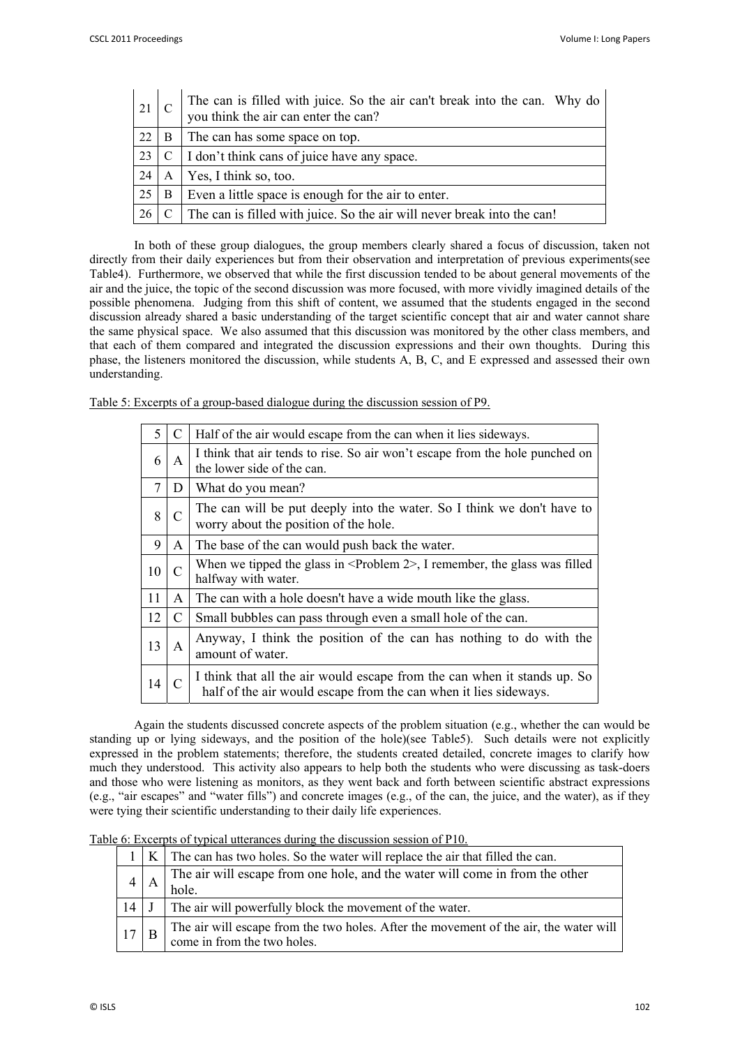| | | |
|---|---|---|
| 21 | C | The can is filled with juice. So the air can't break into the can. Why do you think the air can enter the can? |
| 22 | B | The can has some space on top. |
| 23 | C | I don't think cans of juice have any space. |
| 24 | A | Yes, I think so, too. |
| 25 | B | Even a little space is enough for the air to enter. |
| 26 | C | The can is filled with juice. So the air will never break into the can! |

In both of these group dialogues, the group members clearly shared a focus of discussion, taken not directly from their daily experiences but from their observation and interpretation of previous experiments(see Table4). Furthermore, we observed that while the first discussion tended to be about general movements of the air and the juice, the topic of the second discussion was more focused, with more vividly imagined details of the possible phenomena. Judging from this shift of content, we assumed that the students engaged in the second discussion already shared a basic understanding of the target scientific concept that air and water cannot share the same physical space. We also assumed that this discussion was monitored by the other class members, and that each of them compared and integrated the discussion expressions and their own thoughts. During this phase, the listeners monitored the discussion, while students A, B, C, and E expressed and assessed their own understanding.

Table 5: Excerpts of a group-based dialogue during the discussion session of P9.

| | | |
|---|---|---|
| 5 | C | Half of the air would escape from the can when it lies sideways. |
| 6 | A | I think that air tends to rise. So air won't escape from the hole punched on the lower side of the can. |
| 7 | D | What do you mean? |
| 8 | C | The can will be put deeply into the water. So I think we don't have to worry about the position of the hole. |
| 9 | A | The base of the can would push back the water. |
| 10 | C | When we tipped the glass in <Problem 2>, I remember, the glass was filled halfway with water. |
| 11 | A | The can with a hole doesn't have a wide mouth like the glass. |
| 12 | C | Small bubbles can pass through even a small hole of the can. |
| 13 | A | Anyway, I think the position of the can has nothing to do with the amount of water. |
| 14 | C | I think that all the air would escape from the can when it stands up. So half of the air would escape from the can when it lies sideways. |

Again the students discussed concrete aspects of the problem situation (e.g., whether the can would be standing up or lying sideways, and the position of the hole)(see Table5). Such details were not explicitly expressed in the problem statements; therefore, the students created detailed, concrete images to clarify how much they understood. This activity also appears to help both the students who were discussing as task-doers and those who were listening as monitors, as they went back and forth between scientific abstract expressions (e.g., "air escapes" and "water fills") and concrete images (e.g., of the can, the juice, and the water), as if they were tying their scientific understanding to their daily life experiences.

Table 6: Excerpts of typical utterances during the discussion session of P10.

| | | |
|---|---|---|
| 1 | K | The can has two holes. So the water will replace the air that filled the can. |
| 4 | A | The air will escape from one hole, and the water will come in from the other hole. |
| 14 | J | The air will powerfully block the movement of the water. |
| 17 | B | The air will escape from the two holes. After the movement of the air, the water will come in from the two holes. |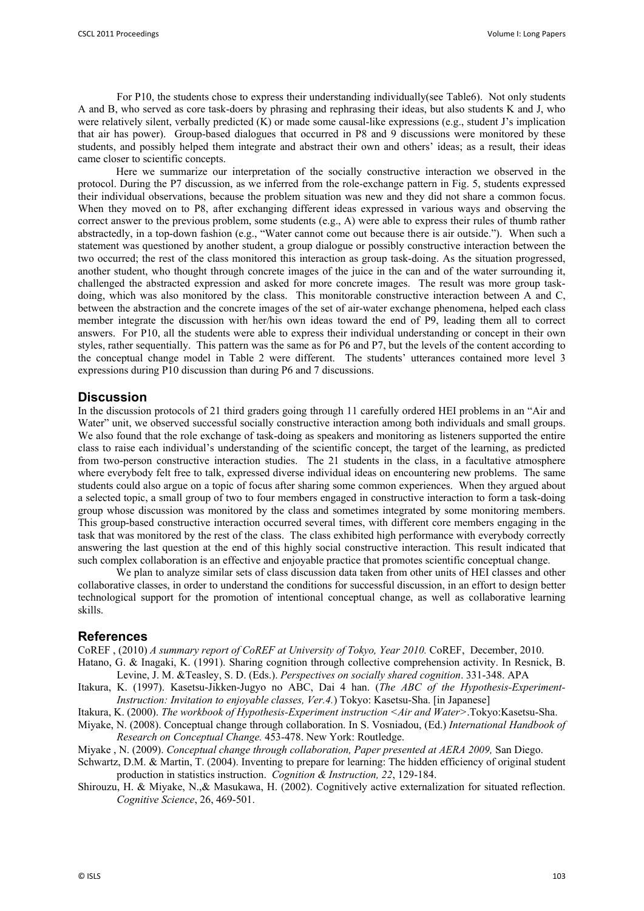For P10, the students chose to express their understanding individually(see Table6). Not only students A and B, who served as core task-doers by phrasing and rephrasing their ideas, but also students K and J, who were relatively silent, verbally predicted (K) or made some causal-like expressions (e.g., student J's implication that air has power). Group-based dialogues that occurred in P8 and 9 discussions were monitored by these students, and possibly helped them integrate and abstract their own and others' ideas; as a result, their ideas came closer to scientific concepts.

Here we summarize our interpretation of the socially constructive interaction we observed in the protocol. During the P7 discussion, as we inferred from the role-exchange pattern in Fig. 5, students expressed their individual observations, because the problem situation was new and they did not share a common focus. When they moved on to P8, after exchanging different ideas expressed in various ways and observing the correct answer to the previous problem, some students (e.g., A) were able to express their rules of thumb rather abstractedly, in a top-down fashion (e.g., "Water cannot come out because there is air outside."). When such a statement was questioned by another student, a group dialogue or possibly constructive interaction between the two occurred; the rest of the class monitored this interaction as group task-doing. As the situation progressed, another student, who thought through concrete images of the juice in the can and of the water surrounding it, challenged the abstracted expression and asked for more concrete images. The result was more group task-doing, which was also monitored by the class. This monitorable constructive interaction between A and C, between the abstraction and the concrete images of the set of air-water exchange phenomena, helped each class member integrate the discussion with her/his own ideas toward the end of P9, leading them all to correct answers. For P10, all the students were able to express their individual understanding or concept in their own styles, rather sequentially. This pattern was the same as for P6 and P7, but the levels of the content according to the conceptual change model in Table 2 were different. The students' utterances contained more level 3 expressions during P10 discussion than during P6 and 7 discussions.

## Discussion

In the discussion protocols of 21 third graders going through 11 carefully ordered HEI problems in an "Air and Water" unit, we observed successful socially constructive interaction among both individuals and small groups. We also found that the role exchange of task-doing as speakers and monitoring as listeners supported the entire class to raise each individual's understanding of the scientific concept, the target of the learning, as predicted from two-person constructive interaction studies. The 21 students in the class, in a facultative atmosphere where everybody felt free to talk, expressed diverse individual ideas on encountering new problems. The same students could also argue on a topic of focus after sharing some common experiences. When they argued about a selected topic, a small group of two to four members engaged in constructive interaction to form a task-doing group whose discussion was monitored by the class and sometimes integrated by some monitoring members. This group-based constructive interaction occurred several times, with different core members engaging in the task that was monitored by the rest of the class. The class exhibited high performance with everybody correctly answering the last question at the end of this highly social constructive interaction. This result indicated that such complex collaboration is an effective and enjoyable practice that promotes scientific conceptual change.

We plan to analyze similar sets of class discussion data taken from other units of HEI classes and other collaborative classes, in order to understand the conditions for successful discussion, in an effort to design better technological support for the promotion of intentional conceptual change, as well as collaborative learning skills.

## References

CoREF , (2010) *A summary report of CoREF at University of Tokyo, Year 2010.* CoREF, December, 2010.

Hatano, G. & Inagaki, K. (1991). Sharing cognition through collective comprehension activity. In Resnick, B. Levine, J. M. &Teasley, S. D. (Eds.). *Perspectives on socially shared cognition*. 331-348. APA

Itakura, K. (1997). Kasetsu-Jikken-Jugyo no ABC, Dai 4 han. (*The ABC of the Hypothesis-Experiment-Instruction: Invitation to enjoyable classes, Ver.4.*) Tokyo: Kasetsu-Sha. [in Japanese]

Itakura, K. (2000). *The workbook of Hypothesis-Experiment instruction <Air and Water>*.Tokyo:Kasetsu-Sha.

Miyake, N. (2008). Conceptual change through collaboration. In S. Vosniadou, (Ed.) *International Handbook of Research on Conceptual Change.* 453-478. New York: Routledge.

Miyake , N. (2009). *Conceptual change through collaboration, Paper presented at AERA 2009,* San Diego.

Schwartz, D.M. & Martin, T. (2004). Inventing to prepare for learning: The hidden efficiency of original student production in statistics instruction. *Cognition & Instruction, 22*, 129-184.

Shirouzu, H. & Miyake, N.,& Masukawa, H. (2002). Cognitively active externalization for situated reflection. *Cognitive Science*, 26, 469-501.